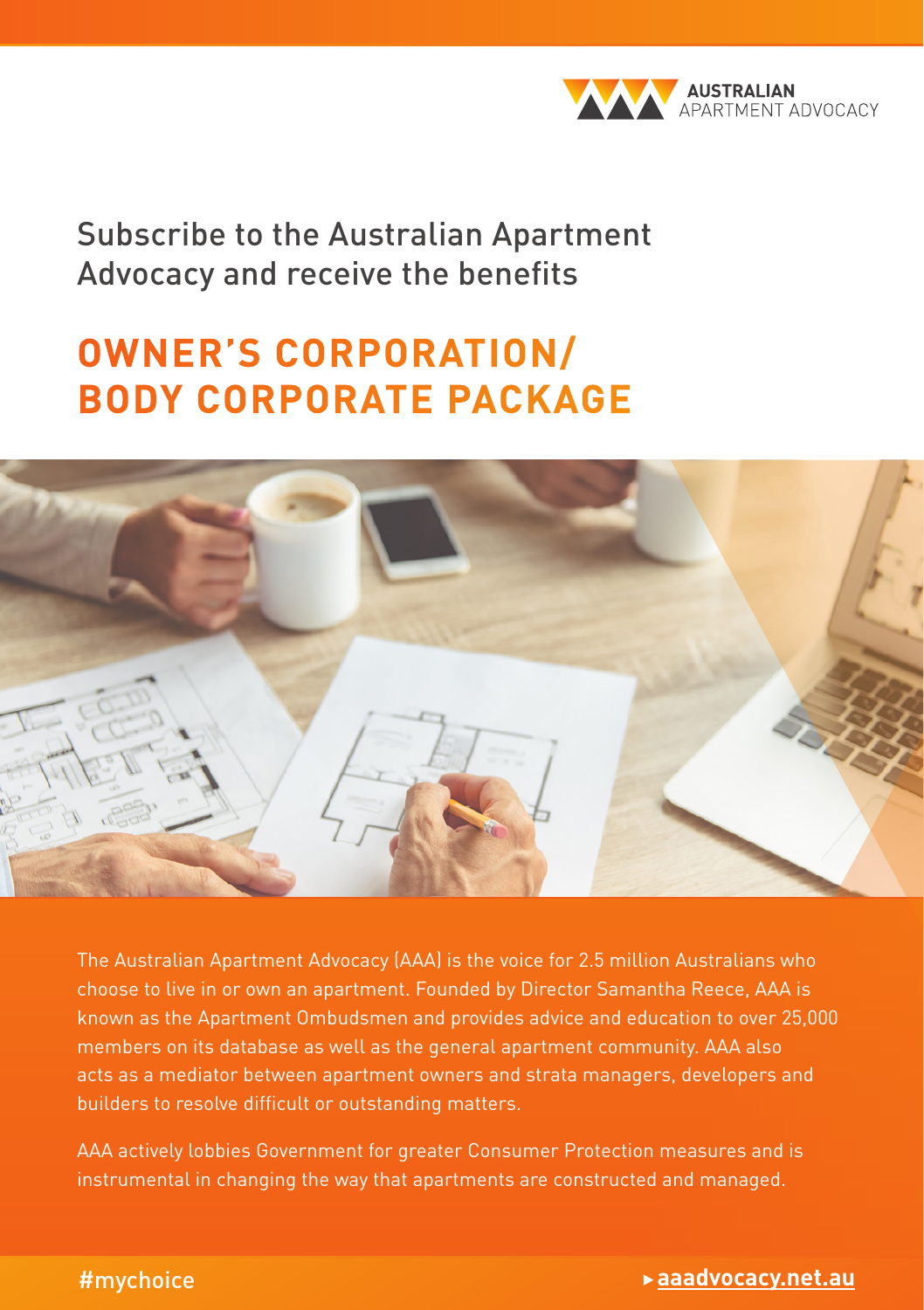AUSTRALIAN APARTMENT ADVOCACY

Subscribe to the Australian Apartment Advocacy and receive the benefits

# OWNER'S CORPORATION/ BODY CORPORATE PACKAGE

The Australian Apartment Advocacy (AAA) is the voice for 2.5 million Australians who choose to live in or own an apartment. Founded by Director Samantha Reece, AAA is known as the Apartment Ombudsmen and provides advice and education to over 25,000 members on its database as well as the general apartment community. AAA also acts as a mediator between apartment owners and strata managers, developers and builders to resolve difficult or outstanding matters.

AAA actively lobbies Government for greater Consumer Protection measures and is instrumental in changing the way that apartments are constructed and managed.

#mychoice

▸ **aaadvocacy.net.au**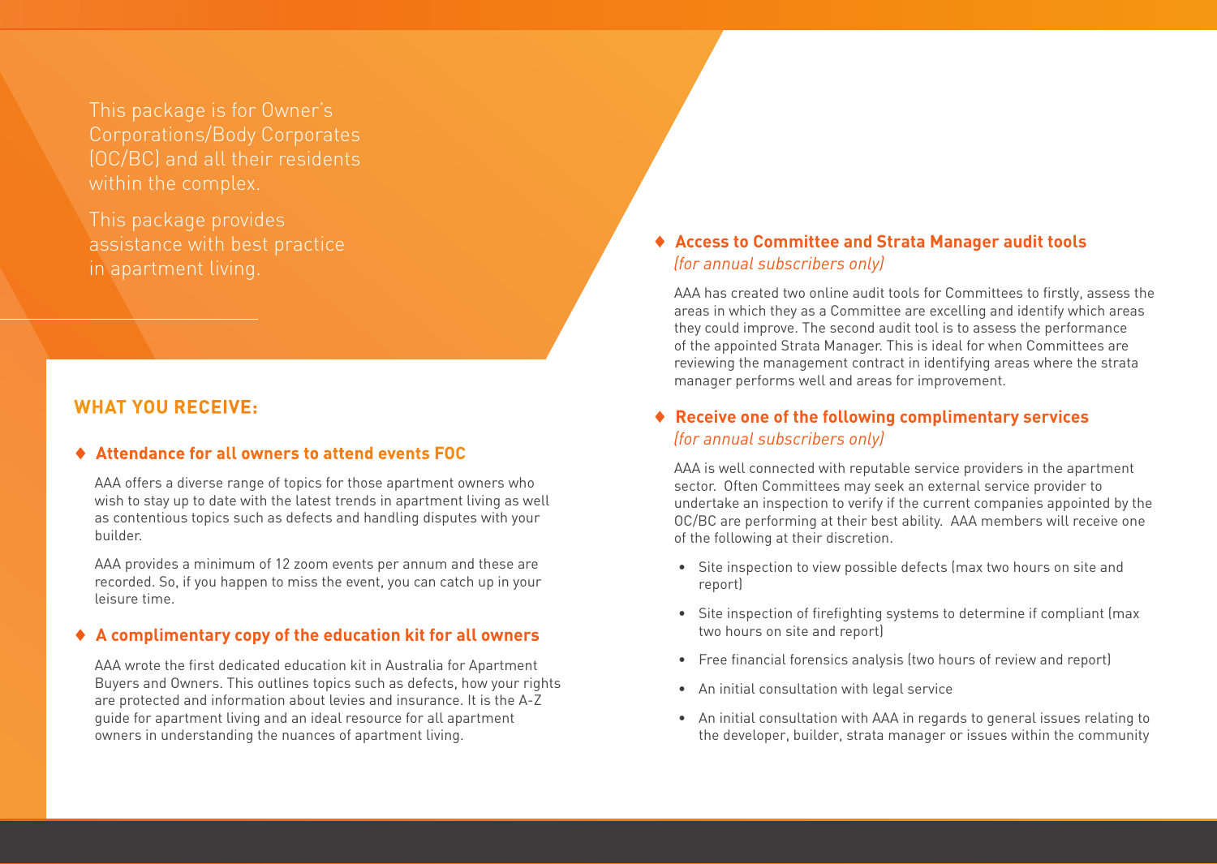This package is for Owner's Corporations/Body Corporates (OC/BC) and all their residents within the complex.

This package provides assistance with best practice in apartment living.

## WHAT YOU RECEIVE:

### ♦ Attendance for all owners to attend events FOC

AAA offers a diverse range of topics for those apartment owners who wish to stay up to date with the latest trends in apartment living as well as contentious topics such as defects and handling disputes with your builder.

AAA provides a minimum of 12 zoom events per annum and these are recorded. So, if you happen to miss the event, you can catch up in your leisure time.

### ♦ A complimentary copy of the education kit for all owners

AAA wrote the first dedicated education kit in Australia for Apartment Buyers and Owners. This outlines topics such as defects, how your rights are protected and information about levies and insurance. It is the A-Z guide for apartment living and an ideal resource for all apartment owners in understanding the nuances of apartment living.

### ♦ Access to Committee and Strata Manager audit tools

*(for annual subscribers only)*

AAA has created two online audit tools for Committees to firstly, assess the areas in which they as a Committee are excelling and identify which areas they could improve. The second audit tool is to assess the performance of the appointed Strata Manager. This is ideal for when Committees are reviewing the management contract in identifying areas where the strata manager performs well and areas for improvement.

### ♦ Receive one of the following complimentary services

*(for annual subscribers only)*

AAA is well connected with reputable service providers in the apartment sector. Often Committees may seek an external service provider to undertake an inspection to verify if the current companies appointed by the OC/BC are performing at their best ability. AAA members will receive one of the following at their discretion.

- Site inspection to view possible defects (max two hours on site and report)
- Site inspection of firefighting systems to determine if compliant (max two hours on site and report)
- Free financial forensics analysis (two hours of review and report)
- An initial consultation with legal service
- An initial consultation with AAA in regards to general issues relating to the developer, builder, strata manager or issues within the community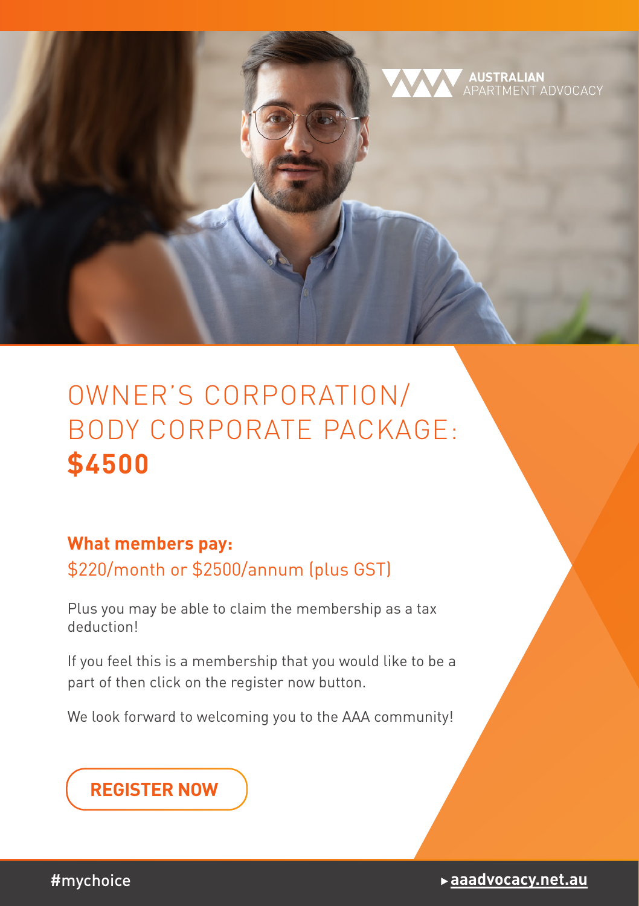AUSTRALIAN APARTMENT ADVOCACY

# OWNER'S CORPORATION/ BODY CORPORATE PACKAGE: **$4500**

**What members pay:**
$220/month or $2500/annum (plus GST)

Plus you may be able to claim the membership as a tax deduction!

If you feel this is a membership that you would like to be a part of then click on the register now button.

We look forward to welcoming you to the AAA community!

**REGISTER NOW**

#mychoice

▸ **aaadvocacy.net.au**